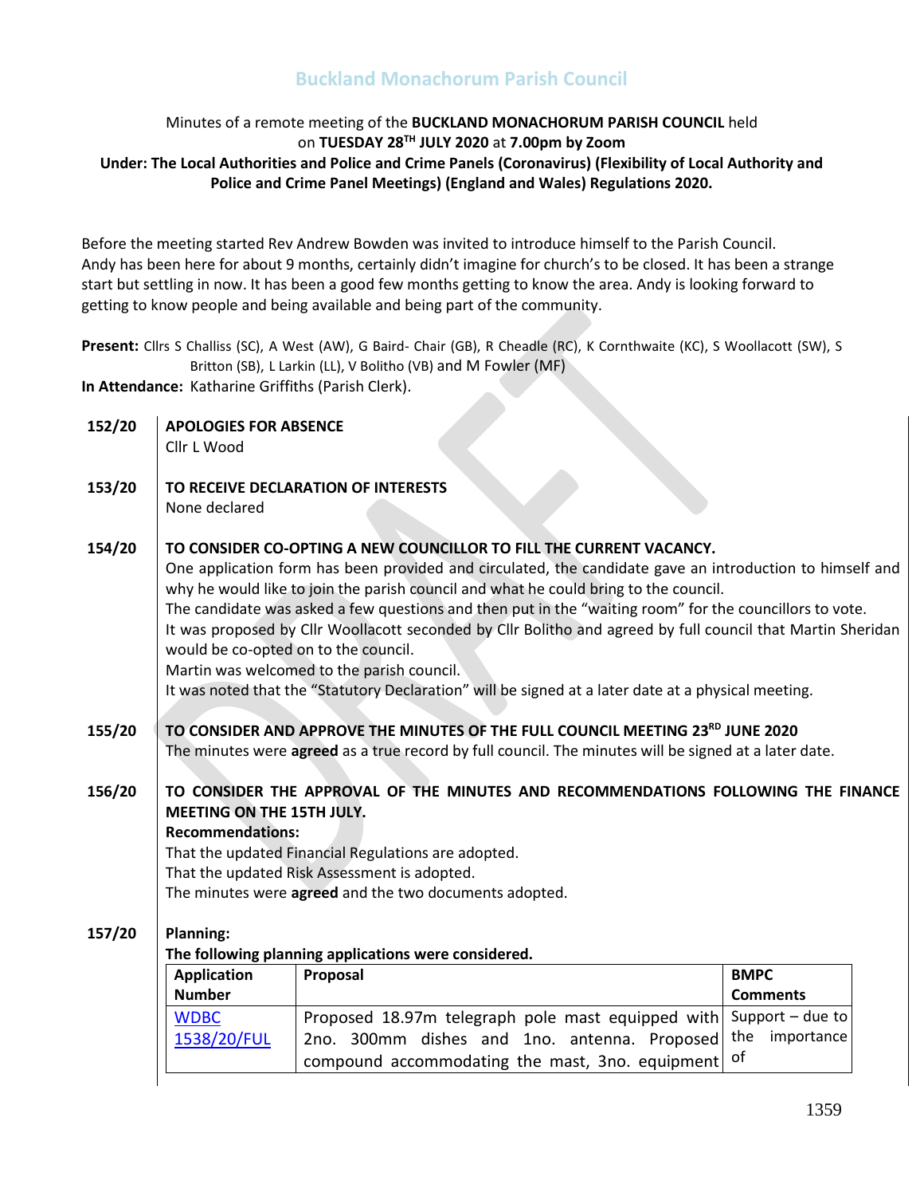# Buckland Monachorum Parish Council

Minutes of a remote meeting of the **BUCKLAND MONACHORUM PARISH COUNCIL** held on **TUESDAY 28TH JULY 2020** at **7.00pm by Zoom**

**Under: The Local Authorities and Police and Crime Panels (Coronavirus) (Flexibility of Local Authority and Police and Crime Panel Meetings) (England and Wales) Regulations 2020.**

Before the meeting started Rev Andrew Bowden was invited to introduce himself to the Parish Council. Andy has been here for about 9 months, certainly didn't imagine for church's to be closed. It has been a strange start but settling in now. It has been a good few months getting to know the area. Andy is looking forward to getting to know people and being available and being part of the community.

**Present:** Cllrs S Challiss (SC), A West (AW), G Baird- Chair (GB), R Cheadle (RC), K Cornthwaite (KC), S Woollacott (SW), S Britton (SB), L Larkin (LL), V Bolitho (VB) and M Fowler (MF)

**In Attendance:** Katharine Griffiths (Parish Clerk).

**152/20 APOLOGIES FOR ABSENCE**

Cllr L Wood

**153/20 TO RECEIVE DECLARATION OF INTERESTS**

None declared

**154/20 TO CONSIDER CO-OPTING A NEW COUNCILLOR TO FILL THE CURRENT VACANCY.**

One application form has been provided and circulated, the candidate gave an introduction to himself and why he would like to join the parish council and what he could bring to the council.

The candidate was asked a few questions and then put in the "waiting room" for the councillors to vote.

It was proposed by Cllr Woollacott seconded by Cllr Bolitho and agreed by full council that Martin Sheridan would be co-opted on to the council.

Martin was welcomed to the parish council.

It was noted that the "Statutory Declaration" will be signed at a later date at a physical meeting.

**155/20 TO CONSIDER AND APPROVE THE MINUTES OF THE FULL COUNCIL MEETING 23RD JUNE 2020**

The minutes were **agreed** as a true record by full council. The minutes will be signed at a later date.

**156/20 TO CONSIDER THE APPROVAL OF THE MINUTES AND RECOMMENDATIONS FOLLOWING THE FINANCE MEETING ON THE 15TH JULY.**

**Recommendations:**

That the updated Financial Regulations are adopted.

That the updated Risk Assessment is adopted.

The minutes were **agreed** and the two documents adopted.

**157/20 Planning:**

**The following planning applications were considered.**

| Application Number | Proposal | BMPC Comments |
|---|---|---|
| WDBC 1538/20/FUL | Proposed 18.97m telegraph pole mast equipped with 2no. 300mm dishes and 1no. antenna. Proposed compound accommodating the mast, 3no. equipment | Support – due to the importance of |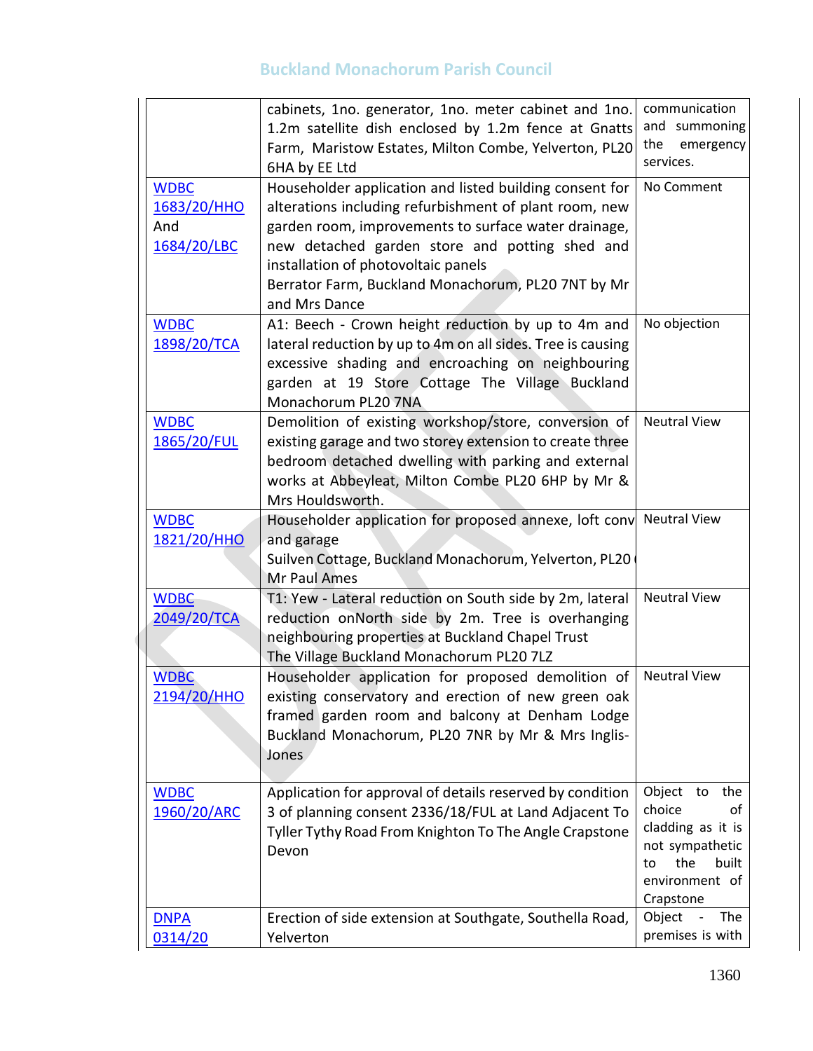| | | |
|---|---|---|
| | cabinets, 1no. generator, 1no. meter cabinet and 1no. 1.2m satellite dish enclosed by 1.2m fence at Gnatts Farm, Maristow Estates, Milton Combe, Yelverton, PL20 6HA by EE Ltd | communication and summoning the emergency services. |
| WDBC 1683/20/HHO And 1684/20/LBC | Householder application and listed building consent for alterations including refurbishment of plant room, new garden room, improvements to surface water drainage, new detached garden store and potting shed and installation of photovoltaic panels<br>Berrator Farm, Buckland Monachorum, PL20 7NT by Mr and Mrs Dance | No Comment |
| WDBC 1898/20/TCA | A1: Beech - Crown height reduction by up to 4m and lateral reduction by up to 4m on all sides. Tree is causing excessive shading and encroaching on neighbouring garden at 19 Store Cottage The Village Buckland Monachorum PL20 7NA | No objection |
| WDBC 1865/20/FUL | Demolition of existing workshop/store, conversion of existing garage and two storey extension to create three bedroom detached dwelling with parking and external works at Abbeyleat, Milton Combe PL20 6HP by Mr & Mrs Houldsworth. | Neutral View |
| WDBC 1821/20/HHO | Householder application for proposed annexe, loft conv and garage<br>Suilven Cottage, Buckland Monachorum, Yelverton, PL20 Mr Paul Ames | Neutral View |
| WDBC 2049/20/TCA | T1: Yew - Lateral reduction on South side by 2m, lateral reduction onNorth side by 2m. Tree is overhanging neighbouring properties at Buckland Chapel Trust<br>The Village Buckland Monachorum PL20 7LZ | Neutral View |
| WDBC 2194/20/HHO | Householder application for proposed demolition of existing conservatory and erection of new green oak framed garden room and balcony at Denham Lodge Buckland Monachorum, PL20 7NR by Mr & Mrs Inglis-Jones | Neutral View |
| WDBC 1960/20/ARC | Application for approval of details reserved by condition 3 of planning consent 2336/18/FUL at Land Adjacent To Tyller Tythy Road From Knighton To The Angle Crapstone Devon | Object to the choice of cladding as it is not sympathetic to the built environment of Crapstone |
| DNPA 0314/20 | Erection of side extension at Southgate, Southella Road, Yelverton | Object - The premises is with |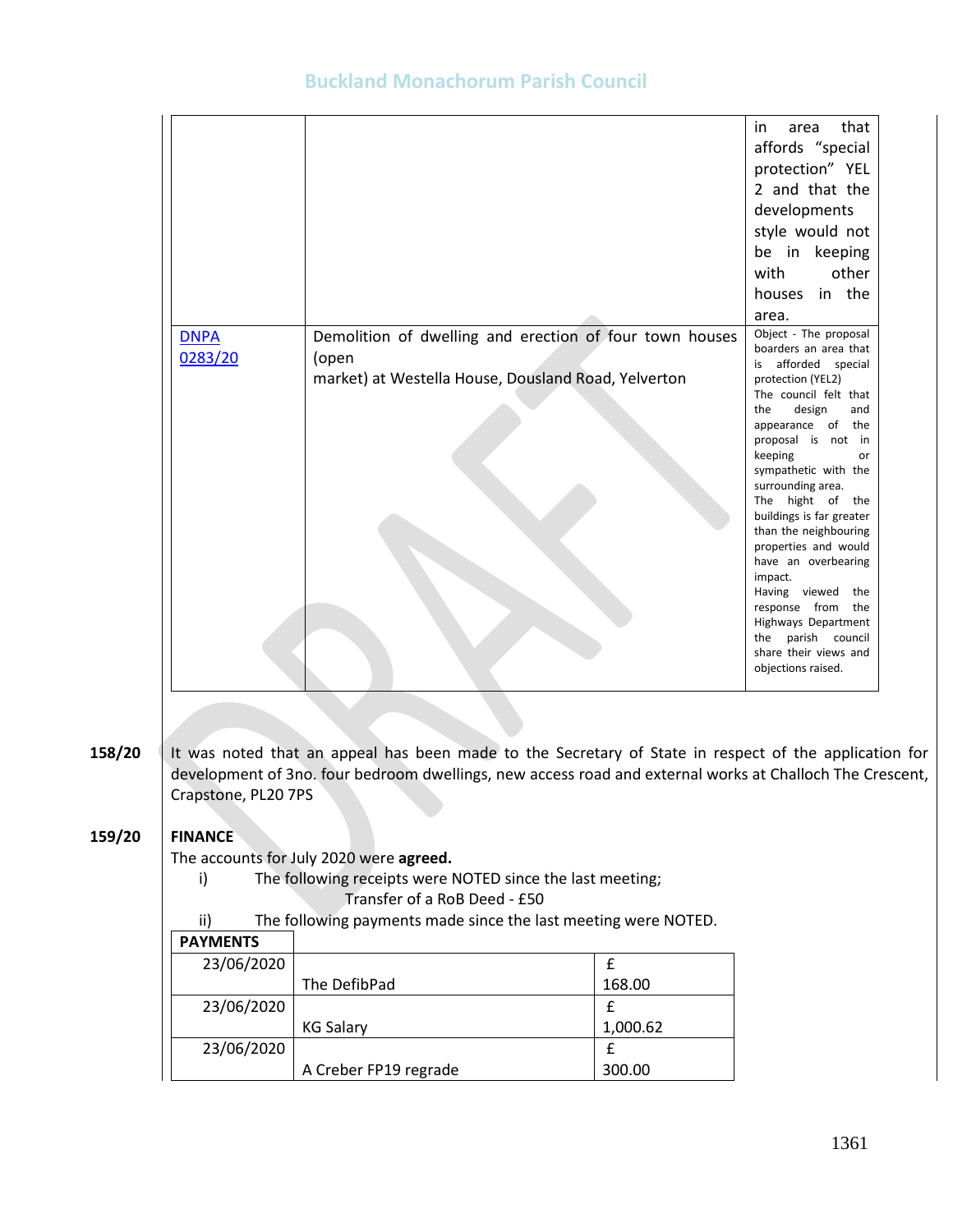| | | |
|---|---|---|
| | | in area that affords "special protection" YEL 2 and that the developments style would not be in keeping with other houses in the area. |
| [DNPA 0283/20]() | Demolition of dwelling and erection of four town houses (open market) at Westella House, Dousland Road, Yelverton | Object - The proposal boarders an area that is afforded special protection (YEL2) The council felt that the design and appearance of the proposal is not in keeping or sympathetic with the surrounding area. The hight of the buildings is far greater than the neighbouring properties and would have an overbearing impact. Having viewed the response from the Highways Department the parish council share their views and objections raised. |

**158/20** It was noted that an appeal has been made to the Secretary of State in respect of the application for development of 3no. four bedroom dwellings, new access road and external works at Challoch The Crescent, Crapstone, PL20 7PS

**159/20** **FINANCE**

The accounts for July 2020 were **agreed.**

i) The following receipts were NOTED since the last meeting;

Transfer of a RoB Deed - £50

ii) The following payments made since the last meeting were NOTED.

| PAYMENTS | | |
|---|---|---|
| 23/06/2020 | The DefibPad | £ 168.00 |
| 23/06/2020 | KG Salary | £ 1,000.62 |
| 23/06/2020 | A Creber FP19 regrade | £ 300.00 |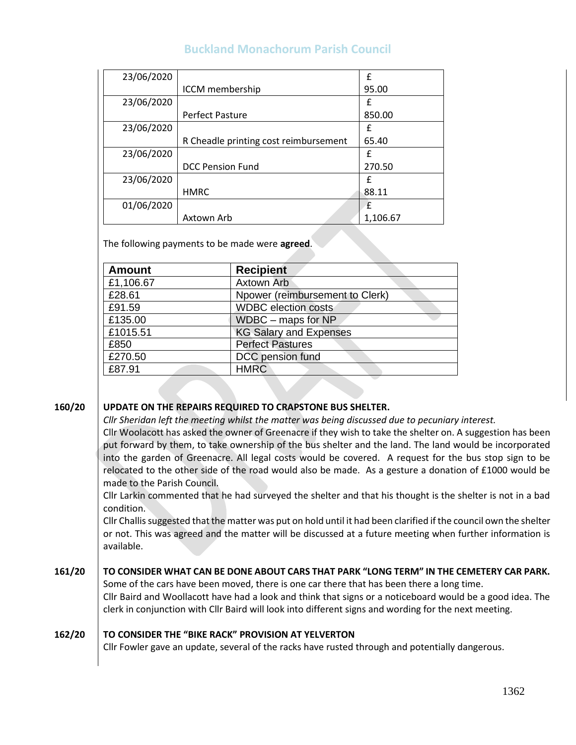| | | |
|---|---|---|
| 23/06/2020 | ICCM membership | £ 95.00 |
| 23/06/2020 | Perfect Pasture | £ 850.00 |
| 23/06/2020 | R Cheadle printing cost reimbursement | £ 65.40 |
| 23/06/2020 | DCC Pension Fund | £ 270.50 |
| 23/06/2020 | HMRC | £ 88.11 |
| 01/06/2020 | Axtown Arb | £ 1,106.67 |

The following payments to be made were **agreed**.

| Amount | Recipient |
|---|---|
| £1,106.67 | Axtown Arb |
| £28.61 | Npower (reimbursement to Clerk) |
| £91.59 | WDBC election costs |
| £135.00 | WDBC – maps for NP |
| £1015.51 | KG Salary and Expenses |
| £850 | Perfect Pastures |
| £270.50 | DCC pension fund |
| £87.91 | HMRC |

**160/20 UPDATE ON THE REPAIRS REQUIRED TO CRAPSTONE BUS SHELTER.**

*Cllr Sheridan left the meeting whilst the matter was being discussed due to pecuniary interest.*

Cllr Woolacott has asked the owner of Greenacre if they wish to take the shelter on. A suggestion has been put forward by them, to take ownership of the bus shelter and the land. The land would be incorporated into the garden of Greenacre. All legal costs would be covered. A request for the bus stop sign to be relocated to the other side of the road would also be made. As a gesture a donation of £1000 would be made to the Parish Council.

Cllr Larkin commented that he had surveyed the shelter and that his thought is the shelter is not in a bad condition.

Cllr Challis suggested that the matter was put on hold until it had been clarified if the council own the shelter or not. This was agreed and the matter will be discussed at a future meeting when further information is available.

**161/20 TO CONSIDER WHAT CAN BE DONE ABOUT CARS THAT PARK "LONG TERM" IN THE CEMETERY CAR PARK.**

Some of the cars have been moved, there is one car there that has been there a long time.

Cllr Baird and Woollacott have had a look and think that signs or a noticeboard would be a good idea. The clerk in conjunction with Cllr Baird will look into different signs and wording for the next meeting.

**162/20 TO CONSIDER THE "BIKE RACK" PROVISION AT YELVERTON**

Cllr Fowler gave an update, several of the racks have rusted through and potentially dangerous.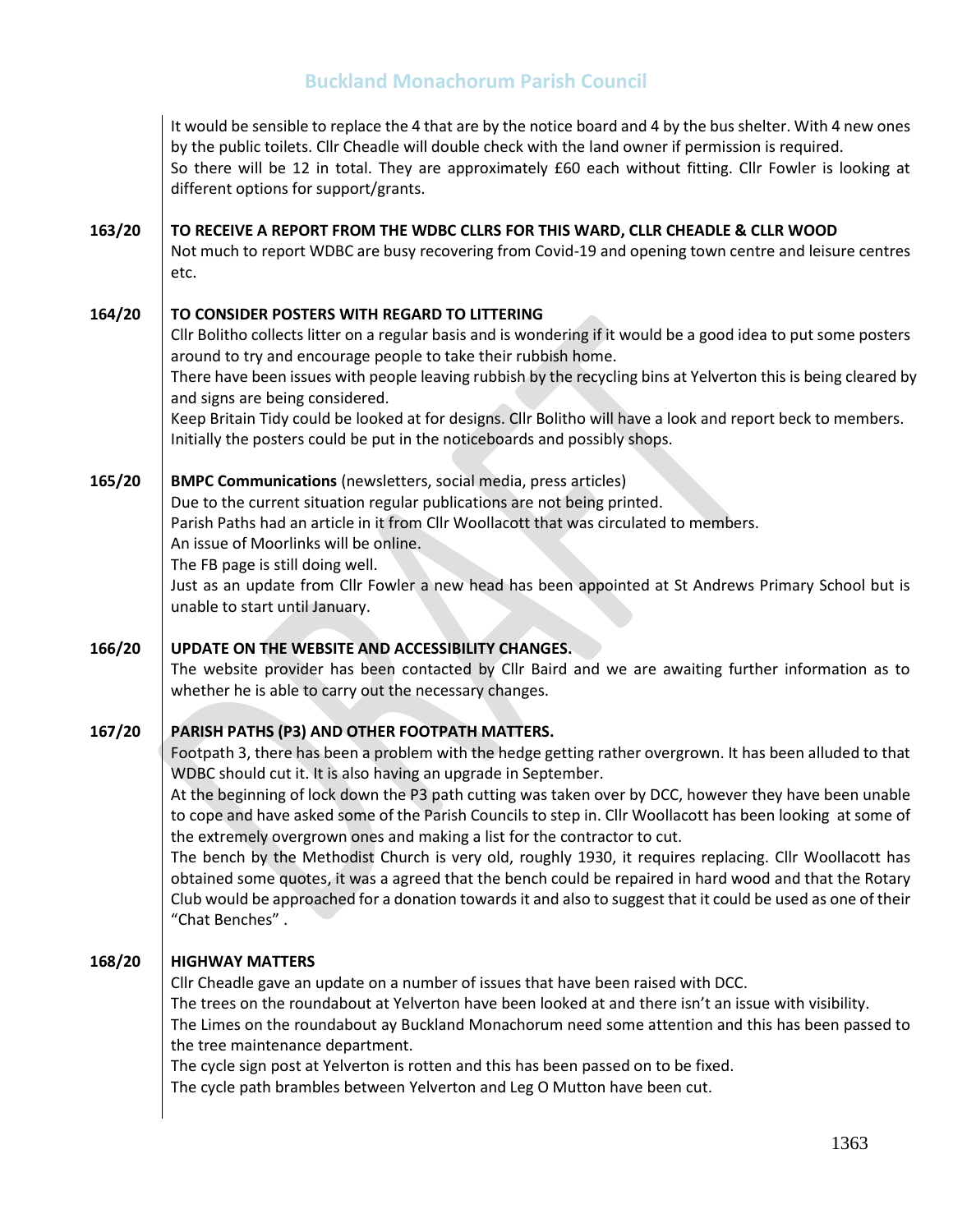It would be sensible to replace the 4 that are by the notice board and 4 by the bus shelter. With 4 new ones by the public toilets. Cllr Cheadle will double check with the land owner if permission is required. So there will be 12 in total. They are approximately £60 each without fitting. Cllr Fowler is looking at different options for support/grants.

**163/20 TO RECEIVE A REPORT FROM THE WDBC CLLRS FOR THIS WARD, CLLR CHEADLE & CLLR WOOD**

Not much to report WDBC are busy recovering from Covid-19 and opening town centre and leisure centres etc.

**164/20 TO CONSIDER POSTERS WITH REGARD TO LITTERING**

Cllr Bolitho collects litter on a regular basis and is wondering if it would be a good idea to put some posters around to try and encourage people to take their rubbish home.

There have been issues with people leaving rubbish by the recycling bins at Yelverton this is being cleared by and signs are being considered.

Keep Britain Tidy could be looked at for designs. Cllr Bolitho will have a look and report beck to members. Initially the posters could be put in the noticeboards and possibly shops.

**165/20 BMPC Communications** (newsletters, social media, press articles)

Due to the current situation regular publications are not being printed.

Parish Paths had an article in it from Cllr Woollacott that was circulated to members.

An issue of Moorlinks will be online.

The FB page is still doing well.

Just as an update from Cllr Fowler a new head has been appointed at St Andrews Primary School but is unable to start until January.

**166/20 UPDATE ON THE WEBSITE AND ACCESSIBILITY CHANGES.**

The website provider has been contacted by Cllr Baird and we are awaiting further information as to whether he is able to carry out the necessary changes.

**167/20 PARISH PATHS (P3) AND OTHER FOOTPATH MATTERS.**

Footpath 3, there has been a problem with the hedge getting rather overgrown. It has been alluded to that WDBC should cut it. It is also having an upgrade in September.

At the beginning of lock down the P3 path cutting was taken over by DCC, however they have been unable to cope and have asked some of the Parish Councils to step in. Cllr Woollacott has been looking at some of the extremely overgrown ones and making a list for the contractor to cut.

The bench by the Methodist Church is very old, roughly 1930, it requires replacing. Cllr Woollacott has obtained some quotes, it was a agreed that the bench could be repaired in hard wood and that the Rotary Club would be approached for a donation towards it and also to suggest that it could be used as one of their "Chat Benches" .

**168/20 HIGHWAY MATTERS**

Cllr Cheadle gave an update on a number of issues that have been raised with DCC.

The trees on the roundabout at Yelverton have been looked at and there isn't an issue with visibility.

The Limes on the roundabout ay Buckland Monachorum need some attention and this has been passed to the tree maintenance department.

The cycle sign post at Yelverton is rotten and this has been passed on to be fixed.

The cycle path brambles between Yelverton and Leg O Mutton have been cut.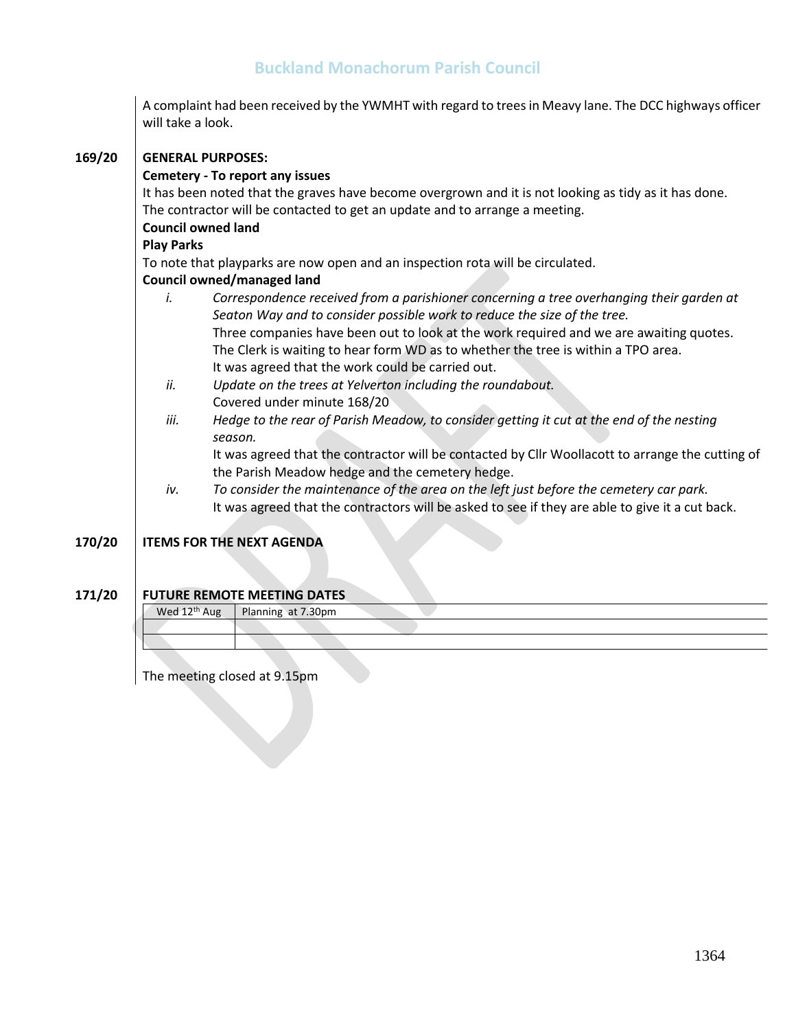A complaint had been received by the YWMHT with regard to trees in Meavy lane. The DCC highways officer will take a look.

**169/20 GENERAL PURPOSES:**

**Cemetery - To report any issues**

It has been noted that the graves have become overgrown and it is not looking as tidy as it has done. The contractor will be contacted to get an update and to arrange a meeting.

**Council owned land**

**Play Parks**

To note that playparks are now open and an inspection rota will be circulated.

**Council owned/managed land**

i. *Correspondence received from a parishioner concerning a tree overhanging their garden at Seaton Way and to consider possible work to reduce the size of the tree.*
   Three companies have been out to look at the work required and we are awaiting quotes. The Clerk is waiting to hear form WD as to whether the tree is within a TPO area.
   It was agreed that the work could be carried out.

ii. *Update on the trees at Yelverton including the roundabout.*
   Covered under minute 168/20

iii. *Hedge to the rear of Parish Meadow, to consider getting it cut at the end of the nesting season.*
   It was agreed that the contractor will be contacted by Cllr Woollacott to arrange the cutting of the Parish Meadow hedge and the cemetery hedge.

iv. *To consider the maintenance of the area on the left just before the cemetery car park.*
   It was agreed that the contractors will be asked to see if they are able to give it a cut back.

**170/20 ITEMS FOR THE NEXT AGENDA**

**171/20 FUTURE REMOTE MEETING DATES**

| | |
|---|---|
| Wed 12th Aug | Planning at 7.30pm |
| | |
| | |

The meeting closed at 9.15pm